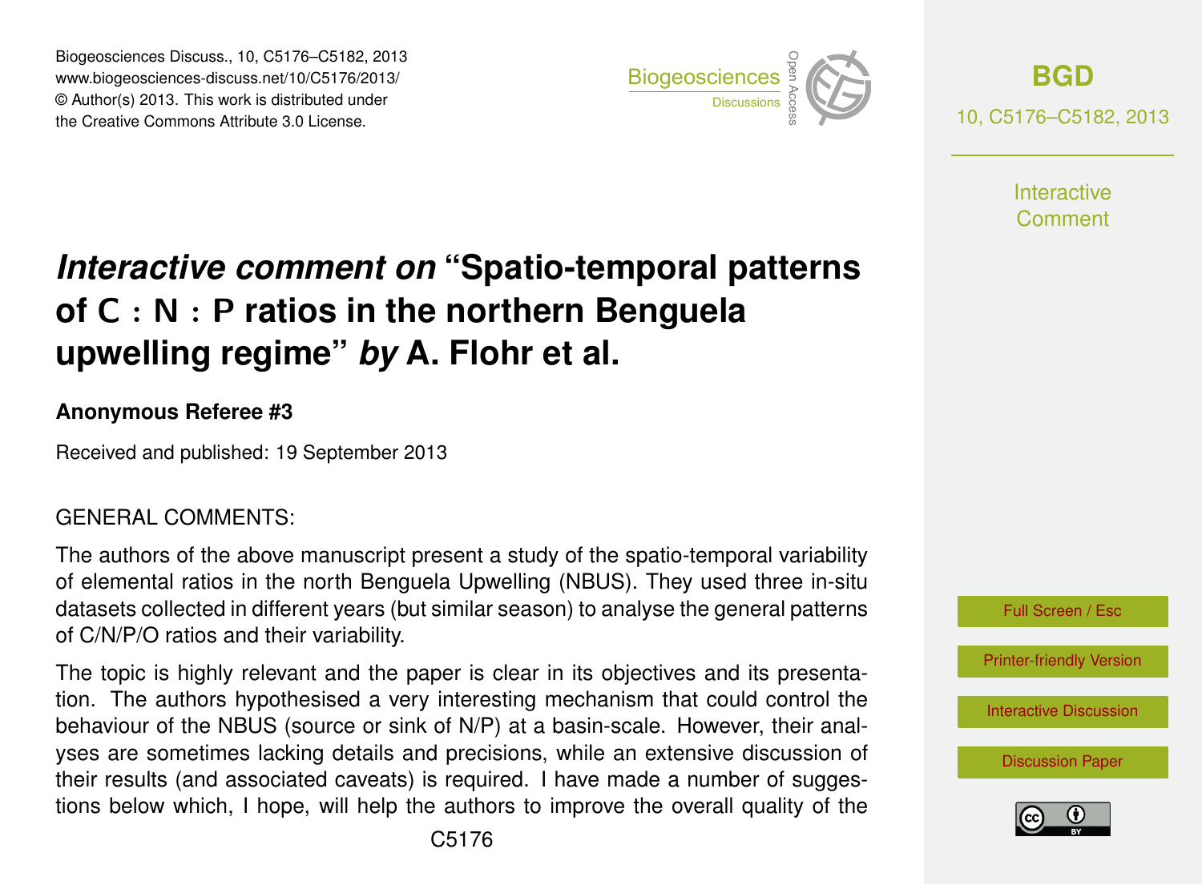# *Interactive comment on* "Spatio-temporal patterns of C : N : P ratios in the northern Benguela upwelling regime" *by* A. Flohr et al.

**Anonymous Referee #3**

Received and published: 19 September 2013

GENERAL COMMENTS:

The authors of the above manuscript present a study of the spatio-temporal variability of elemental ratios in the north Benguela Upwelling (NBUS). They used three in-situ datasets collected in different years (but similar season) to analyse the general patterns of C/N/P/O ratios and their variability.

The topic is highly relevant and the paper is clear in its objectives and its presentation. The authors hypothesised a very interesting mechanism that could control the behaviour of the NBUS (source or sink of N/P) at a basin-scale. However, their analyses are sometimes lacking details and precisions, while an extensive discussion of their results (and associated caveats) is required. I have made a number of suggestions below which, I hope, will help the authors to improve the overall quality of the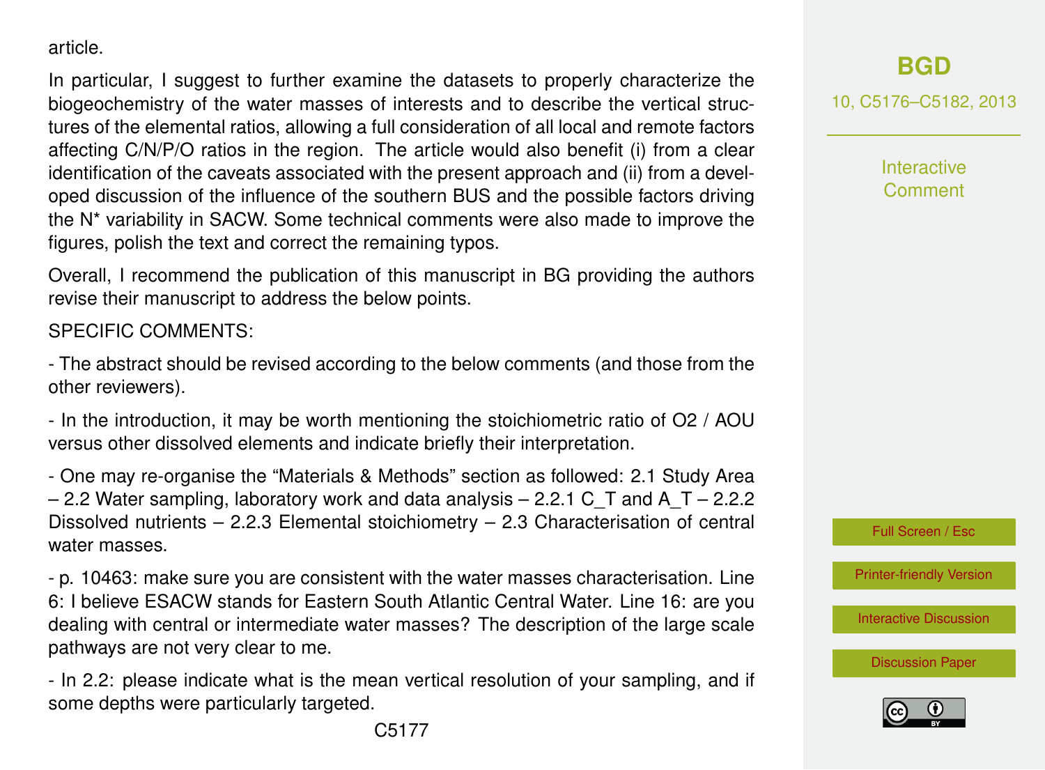article.

In particular, I suggest to further examine the datasets to properly characterize the biogeochemistry of the water masses of interests and to describe the vertical structures of the elemental ratios, allowing a full consideration of all local and remote factors affecting C/N/P/O ratios in the region. The article would also benefit (i) from a clear identification of the caveats associated with the present approach and (ii) from a developed discussion of the influence of the southern BUS and the possible factors driving the N* variability in SACW. Some technical comments were also made to improve the figures, polish the text and correct the remaining typos.

Overall, I recommend the publication of this manuscript in BG providing the authors revise their manuscript to address the below points.

SPECIFIC COMMENTS:

- The abstract should be revised according to the below comments (and those from the other reviewers).

- In the introduction, it may be worth mentioning the stoichiometric ratio of $O_2$ / AOU versus other dissolved elements and indicate briefly their interpretation.

- One may re-organise the "Materials & Methods" section as followed: 2.1 Study Area – 2.2 Water sampling, laboratory work and data analysis – 2.2.1 $C_T$ and $A_T$ – 2.2.2 Dissolved nutrients – 2.2.3 Elemental stoichiometry – 2.3 Characterisation of central water masses.

- p. 10463: make sure you are consistent with the water masses characterisation. Line 6: I believe ESACW stands for Eastern South Atlantic Central Water. Line 16: are you dealing with central or intermediate water masses? The description of the large scale pathways are not very clear to me.

- In 2.2: please indicate what is the mean vertical resolution of your sampling, and if some depths were particularly targeted.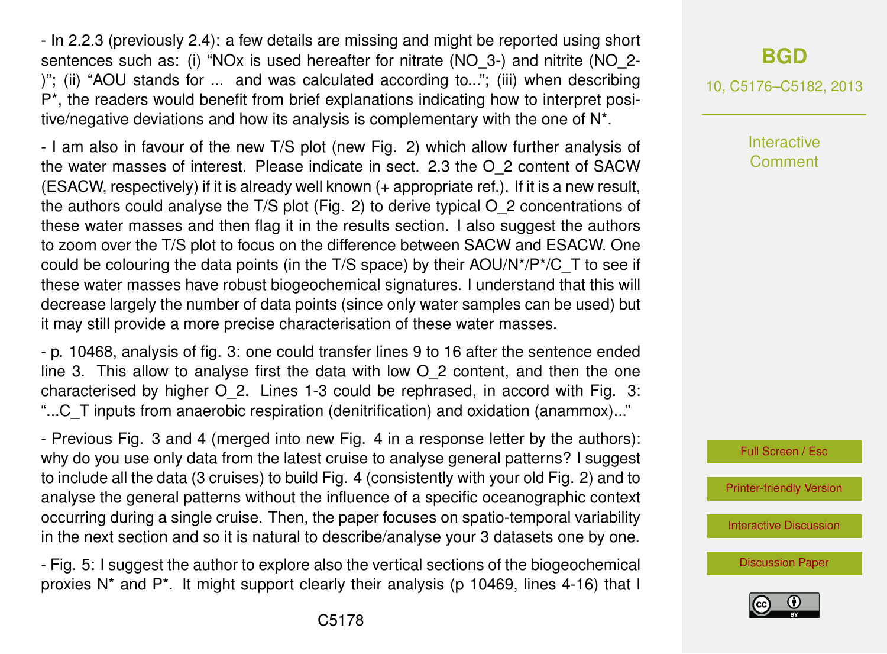- In 2.2.3 (previously 2.4): a few details are missing and might be reported using short sentences such as: (i) “NOx is used hereafter for nitrate ($NO_3^-$) and nitrite ($NO_2^-$)”; (ii) “AOU stands for ... and was calculated according to...”; (iii) when describing P*, the readers would benefit from brief explanations indicating how to interpret positive/negative deviations and how its analysis is complementary with the one of N*.

- I am also in favour of the new T/S plot (new Fig. 2) which allow further analysis of the water masses of interest. Please indicate in sect. 2.3 the $O_2$ content of SACW (ESACW, respectively) if it is already well known (+ appropriate ref.). If it is a new result, the authors could analyse the T/S plot (Fig. 2) to derive typical $O_2$ concentrations of these water masses and then flag it in the results section. I also suggest the authors to zoom over the T/S plot to focus on the difference between SACW and ESACW. One could be colouring the data points (in the T/S space) by their AOU/N*/P*/$C_T$ to see if these water masses have robust biogeochemical signatures. I understand that this will decrease largely the number of data points (since only water samples can be used) but it may still provide a more precise characterisation of these water masses.

- p. 10468, analysis of fig. 3: one could transfer lines 9 to 16 after the sentence ended line 3. This allow to analyse first the data with low $O_2$ content, and then the one characterised by higher $O_2$. Lines 1-3 could be rephrased, in accord with Fig. 3: “...$C_T$ inputs from anaerobic respiration (denitrification) and oxidation (anammox)...”

- Previous Fig. 3 and 4 (merged into new Fig. 4 in a response letter by the authors): why do you use only data from the latest cruise to analyse general patterns? I suggest to include all the data (3 cruises) to build Fig. 4 (consistently with your old Fig. 2) and to analyse the general patterns without the influence of a specific oceanographic context occurring during a single cruise. Then, the paper focuses on spatio-temporal variability in the next section and so it is natural to describe/analyse your 3 datasets one by one.

- Fig. 5: I suggest the author to explore also the vertical sections of the biogeochemical proxies N* and P*. It might support clearly their analysis (p 10469, lines 4-16) that I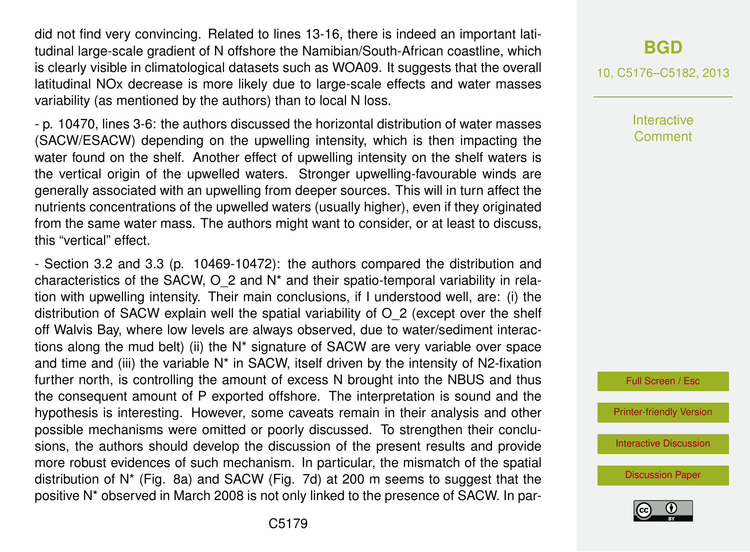did not find very convincing. Related to lines 13-16, there is indeed an important latitudinal large-scale gradient of N offshore the Namibian/South-African coastline, which is clearly visible in climatological datasets such as WOA09. It suggests that the overall latitudinal NOx decrease is more likely due to large-scale effects and water masses variability (as mentioned by the authors) than to local N loss.

- p. 10470, lines 3-6: the authors discussed the horizontal distribution of water masses (SACW/ESACW) depending on the upwelling intensity, which is then impacting the water found on the shelf. Another effect of upwelling intensity on the shelf waters is the vertical origin of the upwelled waters. Stronger upwelling-favourable winds are generally associated with an upwelling from deeper sources. This will in turn affect the nutrients concentrations of the upwelled waters (usually higher), even if they originated from the same water mass. The authors might want to consider, or at least to discuss, this "vertical" effect.

- Section 3.2 and 3.3 (p. 10469-10472): the authors compared the distribution and characteristics of the SACW, $O_2$ and N* and their spatio-temporal variability in relation with upwelling intensity. Their main conclusions, if I understood well, are: (i) the distribution of SACW explain well the spatial variability of $O_2$ (except over the shelf off Walvis Bay, where low levels are always observed, due to water/sediment interactions along the mud belt) (ii) the N* signature of SACW are very variable over space and time and (iii) the variable N* in SACW, itself driven by the intensity of N2-fixation further north, is controlling the amount of excess N brought into the NBUS and thus the consequent amount of P exported offshore. The interpretation is sound and the hypothesis is interesting. However, some caveats remain in their analysis and other possible mechanisms were omitted or poorly discussed. To strengthen their conclusions, the authors should develop the discussion of the present results and provide more robust evidences of such mechanism. In particular, the mismatch of the spatial distribution of N* (Fig. 8a) and SACW (Fig. 7d) at 200 m seems to suggest that the positive N* observed in March 2008 is not only linked to the presence of SACW. In par-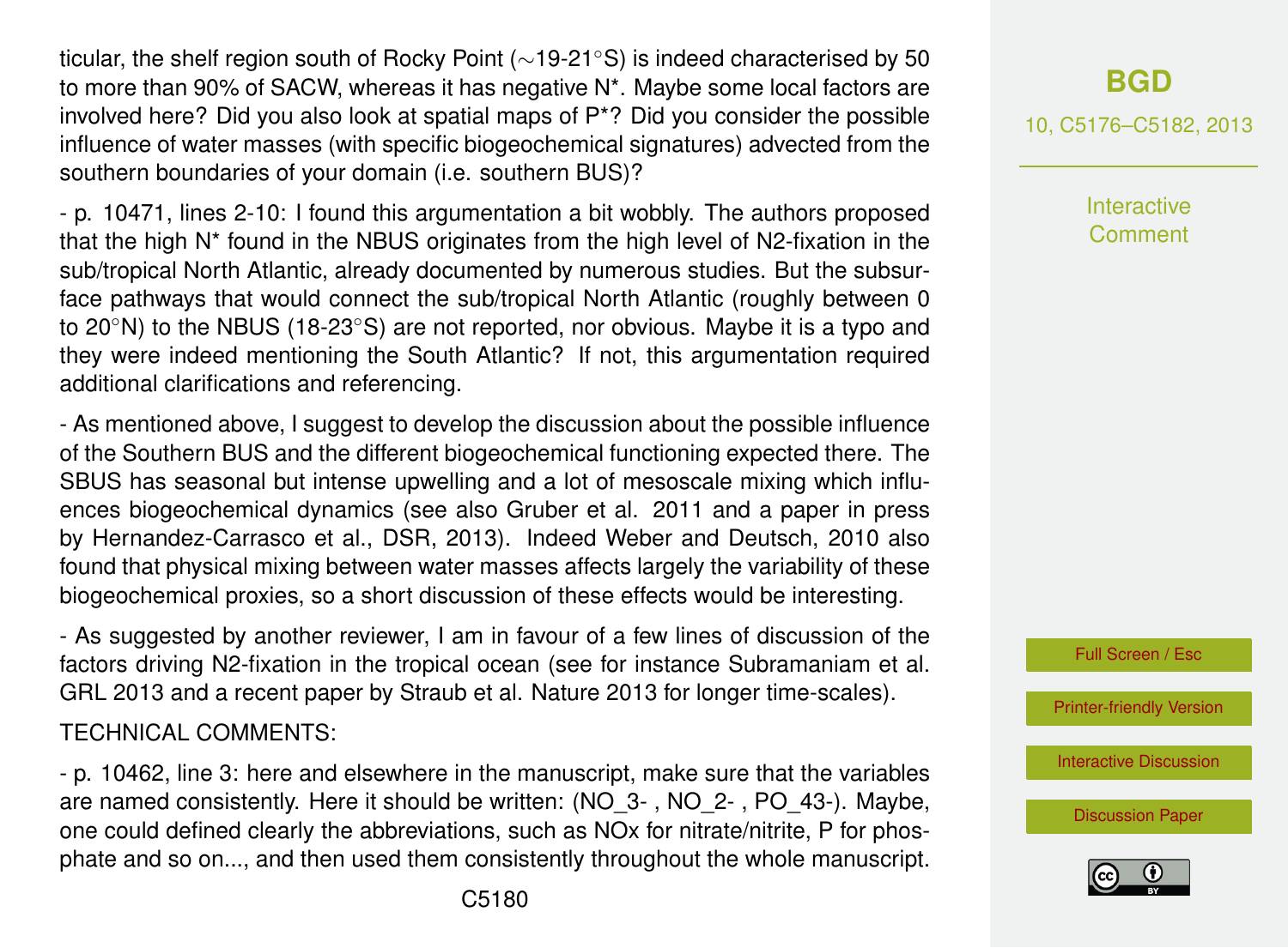ticular, the shelf region south of Rocky Point (~19-21°S) is indeed characterised by 50 to more than 90% of SACW, whereas it has negative N*. Maybe some local factors are involved here? Did you also look at spatial maps of P*? Did you consider the possible influence of water masses (with specific biogeochemical signatures) advected from the southern boundaries of your domain (i.e. southern BUS)?

- p. 10471, lines 2-10: I found this argumentation a bit wobbly. The authors proposed that the high N* found in the NBUS originates from the high level of N2-fixation in the sub/tropical North Atlantic, already documented by numerous studies. But the subsurface pathways that would connect the sub/tropical North Atlantic (roughly between 0 to 20°N) to the NBUS (18-23°S) are not reported, nor obvious. Maybe it is a typo and they were indeed mentioning the South Atlantic? If not, this argumentation required additional clarifications and referencing.

- As mentioned above, I suggest to develop the discussion about the possible influence of the Southern BUS and the different biogeochemical functioning expected there. The SBUS has seasonal but intense upwelling and a lot of mesoscale mixing which influences biogeochemical dynamics (see also Gruber et al. 2011 and a paper in press by Hernandez-Carrasco et al., DSR, 2013). Indeed Weber and Deutsch, 2010 also found that physical mixing between water masses affects largely the variability of these biogeochemical proxies, so a short discussion of these effects would be interesting.

- As suggested by another reviewer, I am in favour of a few lines of discussion of the factors driving N2-fixation in the tropical ocean (see for instance Subramaniam et al. GRL 2013 and a recent paper by Straub et al. Nature 2013 for longer time-scales).

TECHNICAL COMMENTS:

- p. 10462, line 3: here and elsewhere in the manuscript, make sure that the variables are named consistently. Here it should be written: ($NO_3^-$ , $NO_2^-$ , $PO_4^{3-}$). Maybe, one could defined clearly the abbreviations, such as NOx for nitrate/nitrite, P for phosphate and so on..., and then used them consistently throughout the whole manuscript.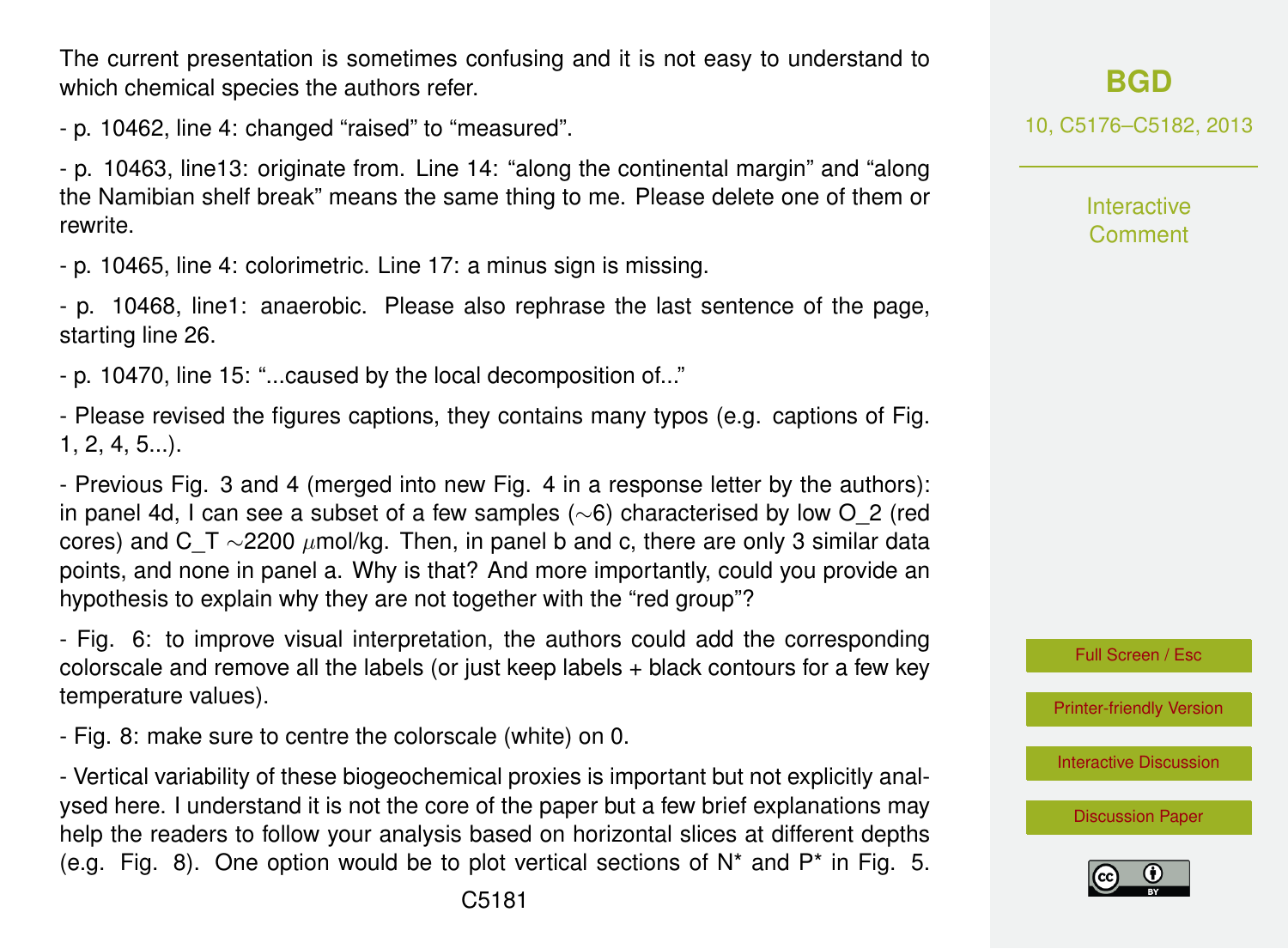The current presentation is sometimes confusing and it is not easy to understand to which chemical species the authors refer.

- p. 10462, line 4: changed "raised" to "measured".

- p. 10463, line13: originate from. Line 14: "along the continental margin" and "along the Namibian shelf break" means the same thing to me. Please delete one of them or rewrite.

- p. 10465, line 4: colorimetric. Line 17: a minus sign is missing.

- p. 10468, line1: anaerobic. Please also rephrase the last sentence of the page, starting line 26.

- p. 10470, line 15: "...caused by the local decomposition of..."

- Please revised the figures captions, they contains many typos (e.g. captions of Fig. 1, 2, 4, 5...).

- Previous Fig. 3 and 4 (merged into new Fig. 4 in a response letter by the authors): in panel 4d, I can see a subset of a few samples (∼6) characterised by low $O_2$ (red cores) and $C_T$ ∼2200 $\mu$mol/kg. Then, in panel b and c, there are only 3 similar data points, and none in panel a. Why is that? And more importantly, could you provide an hypothesis to explain why they are not together with the "red group"?

- Fig. 6: to improve visual interpretation, the authors could add the corresponding colorscale and remove all the labels (or just keep labels + black contours for a few key temperature values).

- Fig. 8: make sure to centre the colorscale (white) on 0.

- Vertical variability of these biogeochemical proxies is important but not explicitly analysed here. I understand it is not the core of the paper but a few brief explanations may help the readers to follow your analysis based on horizontal slices at different depths (e.g. Fig. 8). One option would be to plot vertical sections of N* and P* in Fig. 5.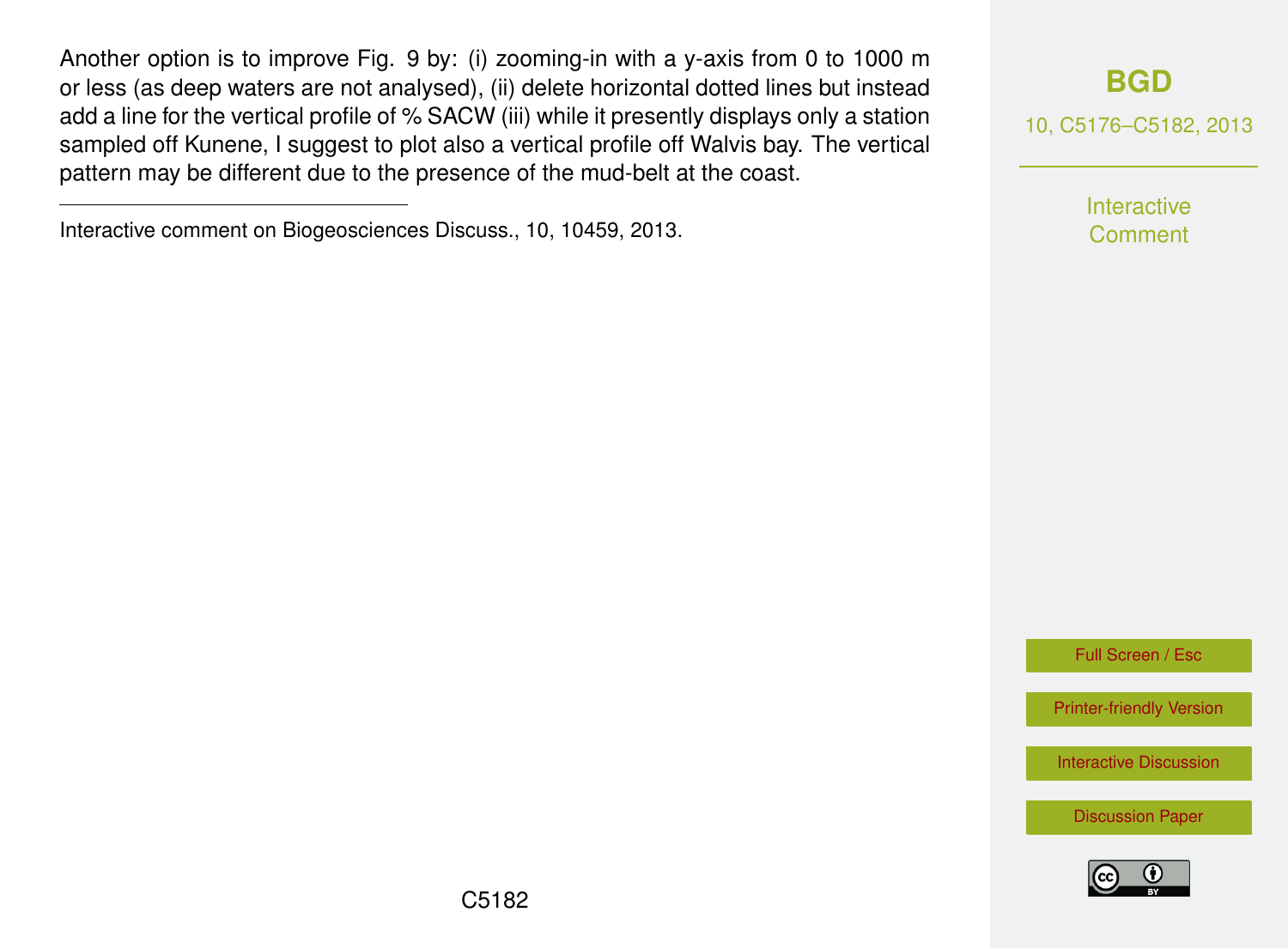Another option is to improve Fig. 9 by: (i) zooming-in with a y-axis from 0 to 1000 m or less (as deep waters are not analysed), (ii) delete horizontal dotted lines but instead add a line for the vertical profile of % SACW (iii) while it presently displays only a station sampled off Kunene, I suggest to plot also a vertical profile off Walvis bay. The vertical pattern may be different due to the presence of the mud-belt at the coast.

---

Interactive comment on Biogeosciences Discuss., 10, 10459, 2013.